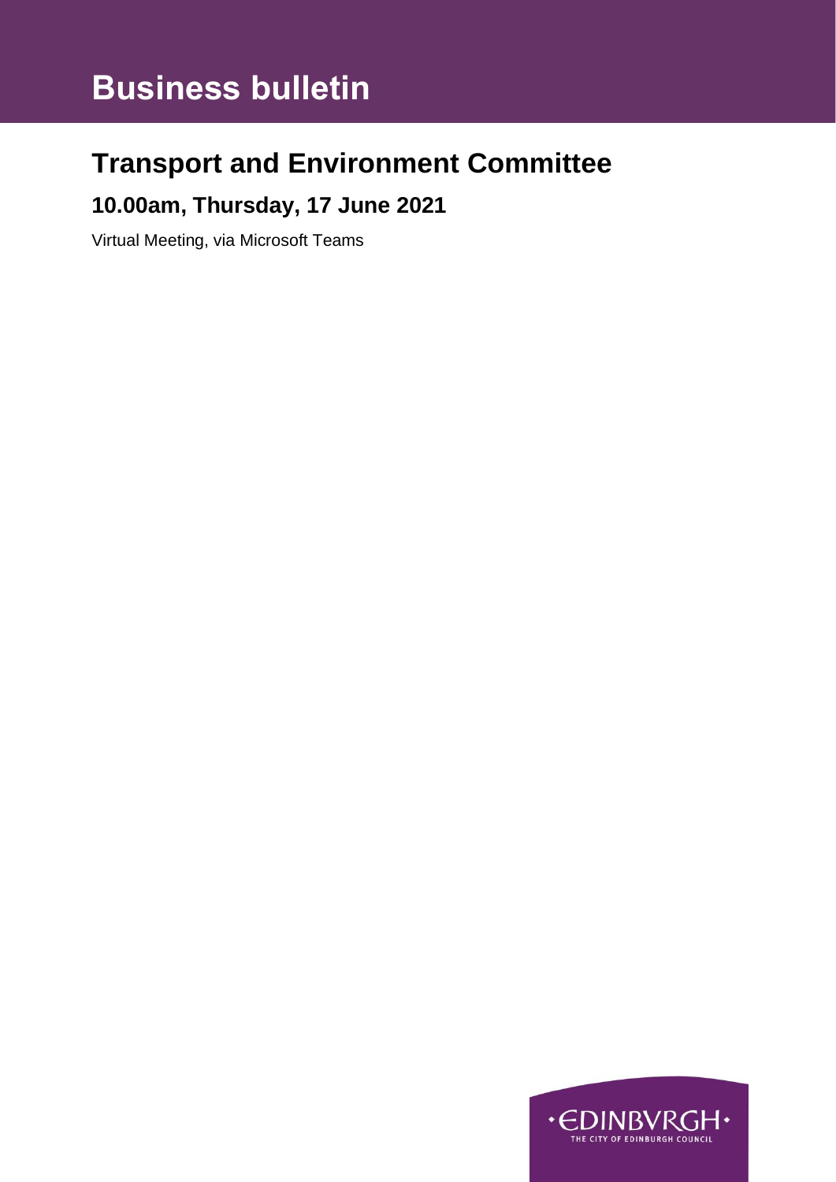# Business bulletin

## Transport and Environment Committee

### 10.00am, Thursday, 17 June 2021

Virtual Meeting, via Microsoft Teams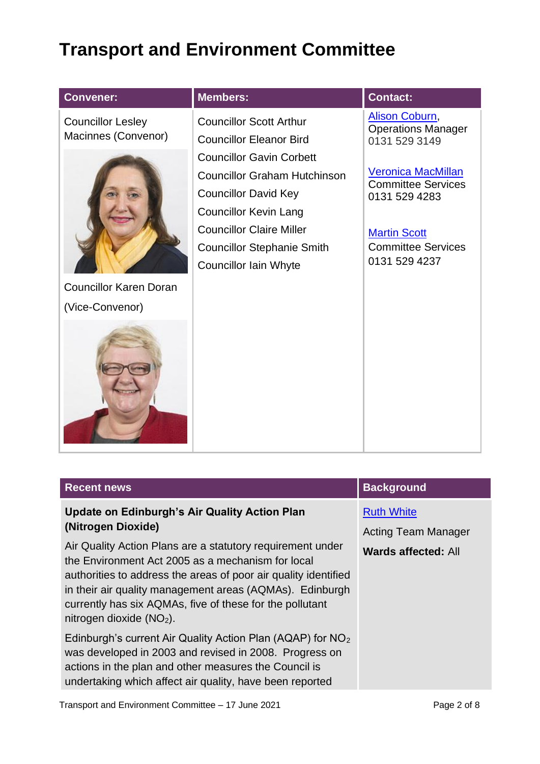# Transport and Environment Committee

| Convener: | Members: | Contact: |
|---|---|---|
| Councillor Lesley Macinnes (Convenor)<br><br>Councillor Karen Doran (Vice-Convenor) | Councillor Scott Arthur<br>Councillor Eleanor Bird<br>Councillor Gavin Corbett<br>Councillor Graham Hutchinson<br>Councillor David Key<br>Councillor Kevin Lang<br>Councillor Claire Miller<br>Councillor Stephanie Smith<br>Councillor Iain Whyte | [Alison Coburn](), Operations Manager<br>0131 529 3149<br><br>[Veronica MacMillan]()<br>Committee Services<br>0131 529 4283<br><br>[Martin Scott]()<br>Committee Services<br>0131 529 4237 |

| Recent news | Background |
|---|---|
| **Update on Edinburgh's Air Quality Action Plan (Nitrogen Dioxide)**<br><br>Air Quality Action Plans are a statutory requirement under the Environment Act 2005 as a mechanism for local authorities to address the areas of poor air quality identified in their air quality management areas (AQMAs). Edinburgh currently has six AQMAs, five of these for the pollutant nitrogen dioxide ($NO_2$).<br><br>Edinburgh's current Air Quality Action Plan (AQAP) for $NO_2$ was developed in 2003 and revised in 2008. Progress on actions in the plan and other measures the Council is undertaking which affect air quality, have been reported | [Ruth White]()<br><br>Acting Team Manager<br><br>**Wards affected:** All |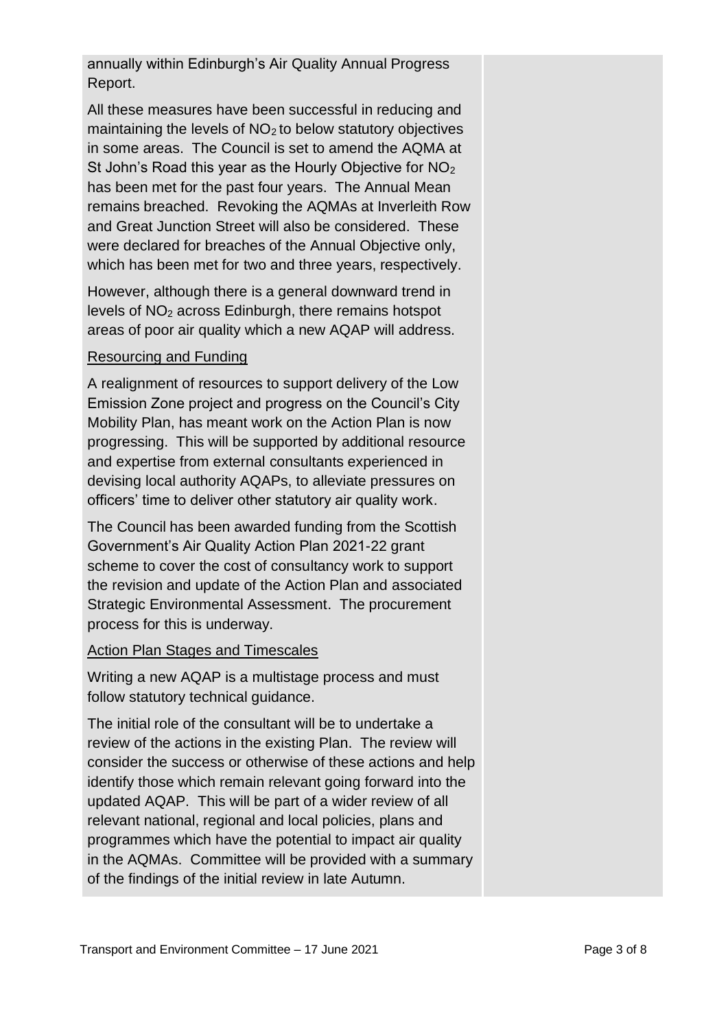annually within Edinburgh's Air Quality Annual Progress Report.

All these measures have been successful in reducing and maintaining the levels of $NO_2$ to below statutory objectives in some areas. The Council is set to amend the AQMA at St John's Road this year as the Hourly Objective for $NO_2$ has been met for the past four years. The Annual Mean remains breached. Revoking the AQMAs at Inverleith Row and Great Junction Street will also be considered. These were declared for breaches of the Annual Objective only, which has been met for two and three years, respectively.

However, although there is a general downward trend in levels of $NO_2$ across Edinburgh, there remains hotspot areas of poor air quality which a new AQAP will address.

Resourcing and Funding

A realignment of resources to support delivery of the Low Emission Zone project and progress on the Council's City Mobility Plan, has meant work on the Action Plan is now progressing. This will be supported by additional resource and expertise from external consultants experienced in devising local authority AQAPs, to alleviate pressures on officers' time to deliver other statutory air quality work.

The Council has been awarded funding from the Scottish Government's Air Quality Action Plan 2021-22 grant scheme to cover the cost of consultancy work to support the revision and update of the Action Plan and associated Strategic Environmental Assessment. The procurement process for this is underway.

Action Plan Stages and Timescales

Writing a new AQAP is a multistage process and must follow statutory technical guidance.

The initial role of the consultant will be to undertake a review of the actions in the existing Plan. The review will consider the success or otherwise of these actions and help identify those which remain relevant going forward into the updated AQAP. This will be part of a wider review of all relevant national, regional and local policies, plans and programmes which have the potential to impact air quality in the AQMAs. Committee will be provided with a summary of the findings of the initial review in late Autumn.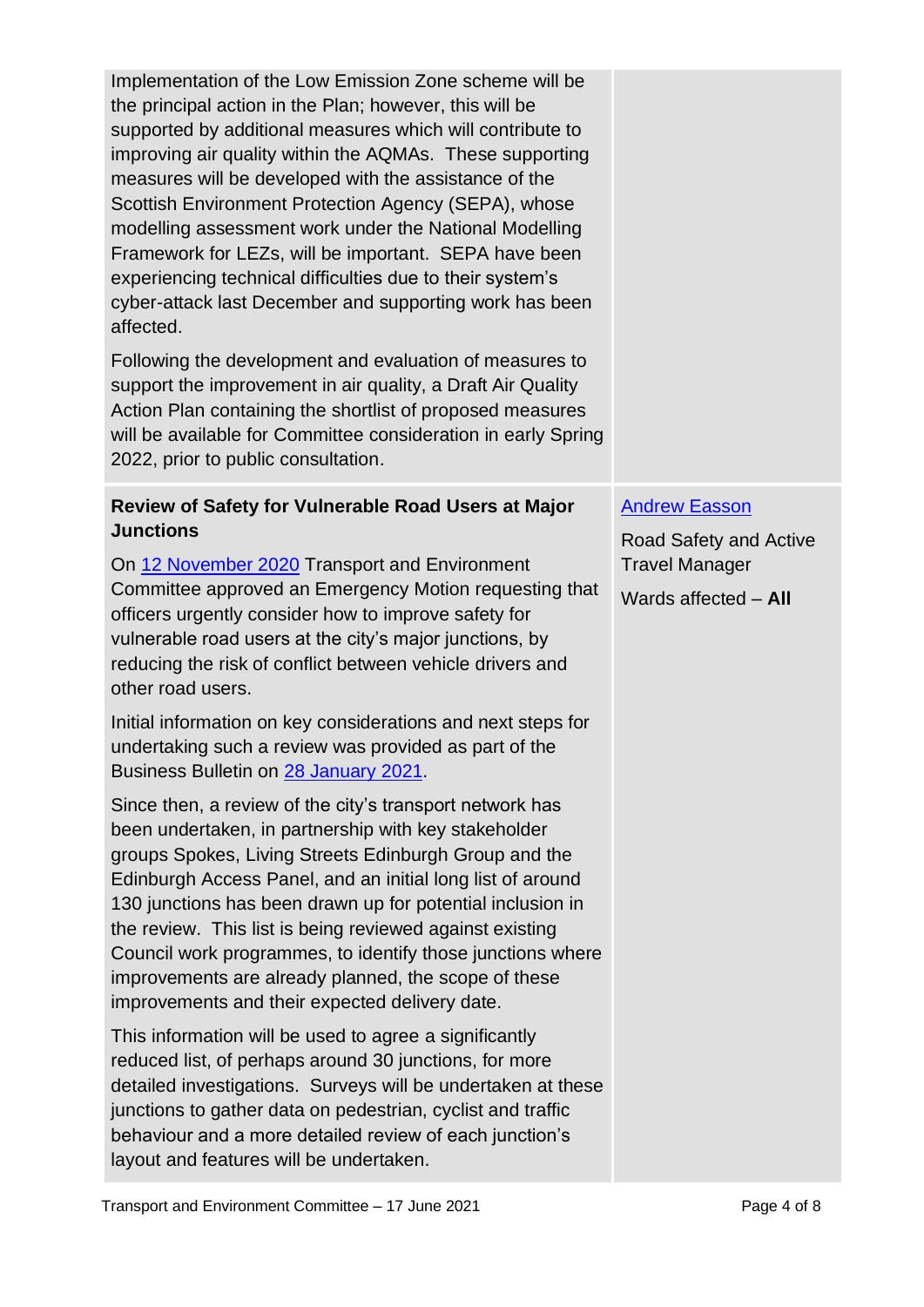| | |
|---|---|
| Implementation of the Low Emission Zone scheme will be the principal action in the Plan; however, this will be supported by additional measures which will contribute to improving air quality within the AQMAs. These supporting measures will be developed with the assistance of the Scottish Environment Protection Agency (SEPA), whose modelling assessment work under the National Modelling Framework for LEZs, will be important. SEPA have been experiencing technical difficulties due to their system's cyber-attack last December and supporting work has been affected.<br><br>Following the development and evaluation of measures to support the improvement in air quality, a Draft Air Quality Action Plan containing the shortlist of proposed measures will be available for Committee consideration in early Spring 2022, prior to public consultation. | |
| **Review of Safety for Vulnerable Road Users at Major Junctions**<br><br>On 12 November 2020 Transport and Environment Committee approved an Emergency Motion requesting that officers urgently consider how to improve safety for vulnerable road users at the city's major junctions, by reducing the risk of conflict between vehicle drivers and other road users.<br><br>Initial information on key considerations and next steps for undertaking such a review was provided as part of the Business Bulletin on 28 January 2021.<br><br>Since then, a review of the city's transport network has been undertaken, in partnership with key stakeholder groups Spokes, Living Streets Edinburgh Group and the Edinburgh Access Panel, and an initial long list of around 130 junctions has been drawn up for potential inclusion in the review. This list is being reviewed against existing Council work programmes, to identify those junctions where improvements are already planned, the scope of these improvements and their expected delivery date.<br><br>This information will be used to agree a significantly reduced list, of perhaps around 30 junctions, for more detailed investigations. Surveys will be undertaken at these junctions to gather data on pedestrian, cyclist and traffic behaviour and a more detailed review of each junction's layout and features will be undertaken. | Andrew Easson<br><br>Road Safety and Active Travel Manager<br><br>Wards affected – **All** |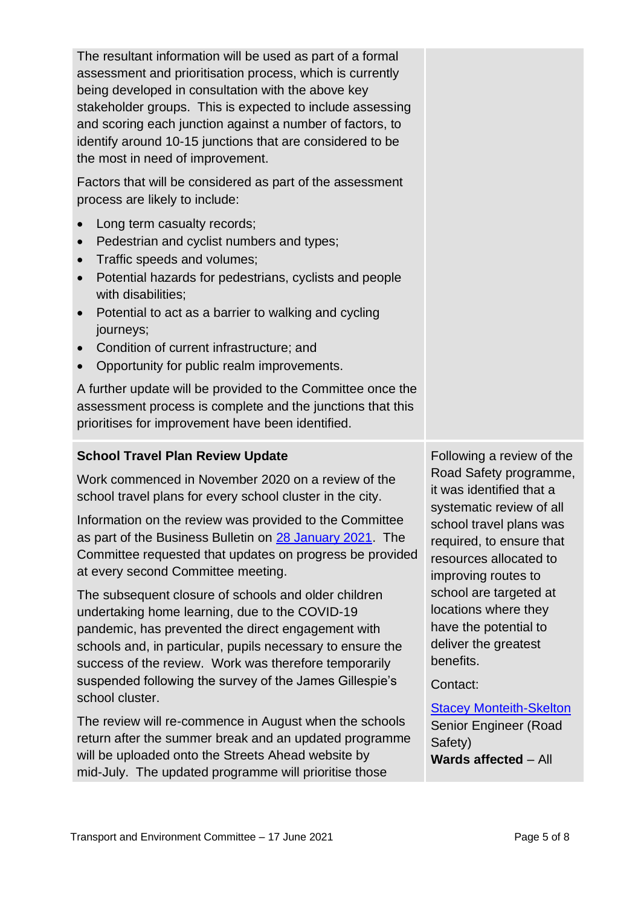| | |
|---|---|
| The resultant information will be used as part of a formal assessment and prioritisation process, which is currently being developed in consultation with the above key stakeholder groups. This is expected to include assessing and scoring each junction against a number of factors, to identify around 10-15 junctions that are considered to be the most in need of improvement.<br><br>Factors that will be considered as part of the assessment process are likely to include:<br><br>• Long term casualty records;<br>• Pedestrian and cyclist numbers and types;<br>• Traffic speeds and volumes;<br>• Potential hazards for pedestrians, cyclists and people with disabilities;<br>• Potential to act as a barrier to walking and cycling journeys;<br>• Condition of current infrastructure; and<br>• Opportunity for public realm improvements.<br><br>A further update will be provided to the Committee once the assessment process is complete and the junctions that this prioritises for improvement have been identified. | |
| **School Travel Plan Review Update**<br><br>Work commenced in November 2020 on a review of the school travel plans for every school cluster in the city.<br><br>Information on the review was provided to the Committee as part of the Business Bulletin on [28 January 2021](). The Committee requested that updates on progress be provided at every second Committee meeting.<br><br>The subsequent closure of schools and older children undertaking home learning, due to the COVID-19 pandemic, has prevented the direct engagement with schools and, in particular, pupils necessary to ensure the success of the review. Work was therefore temporarily suspended following the survey of the James Gillespie's school cluster.<br><br>The review will re-commence in August when the schools return after the summer break and an updated programme will be uploaded onto the Streets Ahead website by mid-July. The updated programme will prioritise those | Following a review of the Road Safety programme, it was identified that a systematic review of all school travel plans was required, to ensure that resources allocated to improving routes to school are targeted at locations where they have the potential to deliver the greatest benefits.<br><br>Contact:<br><br>[Stacey Monteith-Skelton]()<br>Senior Engineer (Road Safety)<br>**Wards affected** – All |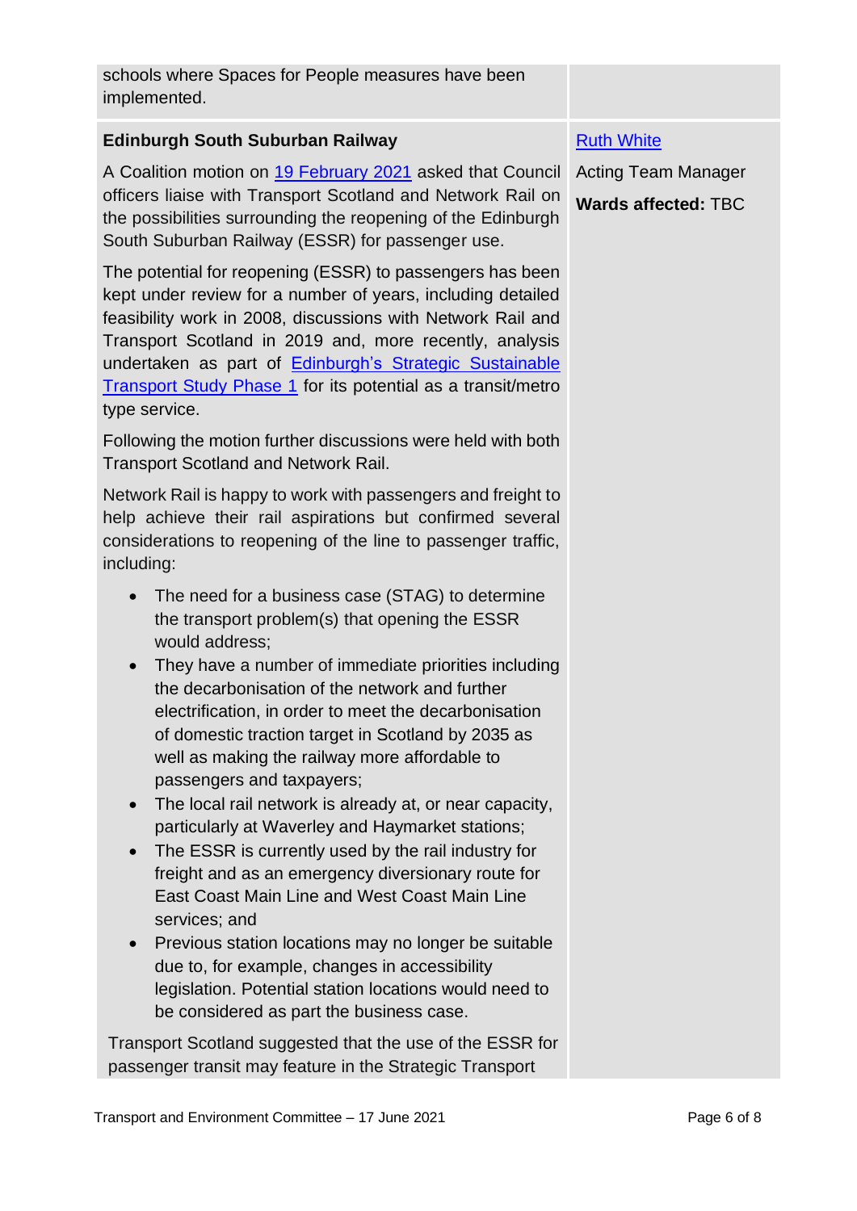| | |
|---|---|
| schools where Spaces for People measures have been implemented. | |
| **Edinburgh South Suburban Railway**<br><br>A Coalition motion on [19 February 2021](#) asked that Council officers liaise with Transport Scotland and Network Rail on the possibilities surrounding the reopening of the Edinburgh South Suburban Railway (ESSR) for passenger use.<br><br>The potential for reopening (ESSR) to passengers has been kept under review for a number of years, including detailed feasibility work in 2008, discussions with Network Rail and Transport Scotland in 2019 and, more recently, analysis undertaken as part of [Edinburgh's Strategic Sustainable Transport Study Phase 1](#) for its potential as a transit/metro type service.<br><br>Following the motion further discussions were held with both Transport Scotland and Network Rail.<br><br>Network Rail is happy to work with passengers and freight to help achieve their rail aspirations but confirmed several considerations to reopening of the line to passenger traffic, including:<br><br>• The need for a business case (STAG) to determine the transport problem(s) that opening the ESSR would address;<br>• They have a number of immediate priorities including the decarbonisation of the network and further electrification, in order to meet the decarbonisation of domestic traction target in Scotland by 2035 as well as making the railway more affordable to passengers and taxpayers;<br>• The local rail network is already at, or near capacity, particularly at Waverley and Haymarket stations;<br>• The ESSR is currently used by the rail industry for freight and as an emergency diversionary route for East Coast Main Line and West Coast Main Line services; and<br>• Previous station locations may no longer be suitable due to, for example, changes in accessibility legislation. Potential station locations would need to be considered as part the business case.<br><br>Transport Scotland suggested that the use of the ESSR for passenger transit may feature in the Strategic Transport | [Ruth White](#)<br><br>Acting Team Manager<br><br>**Wards affected:** TBC |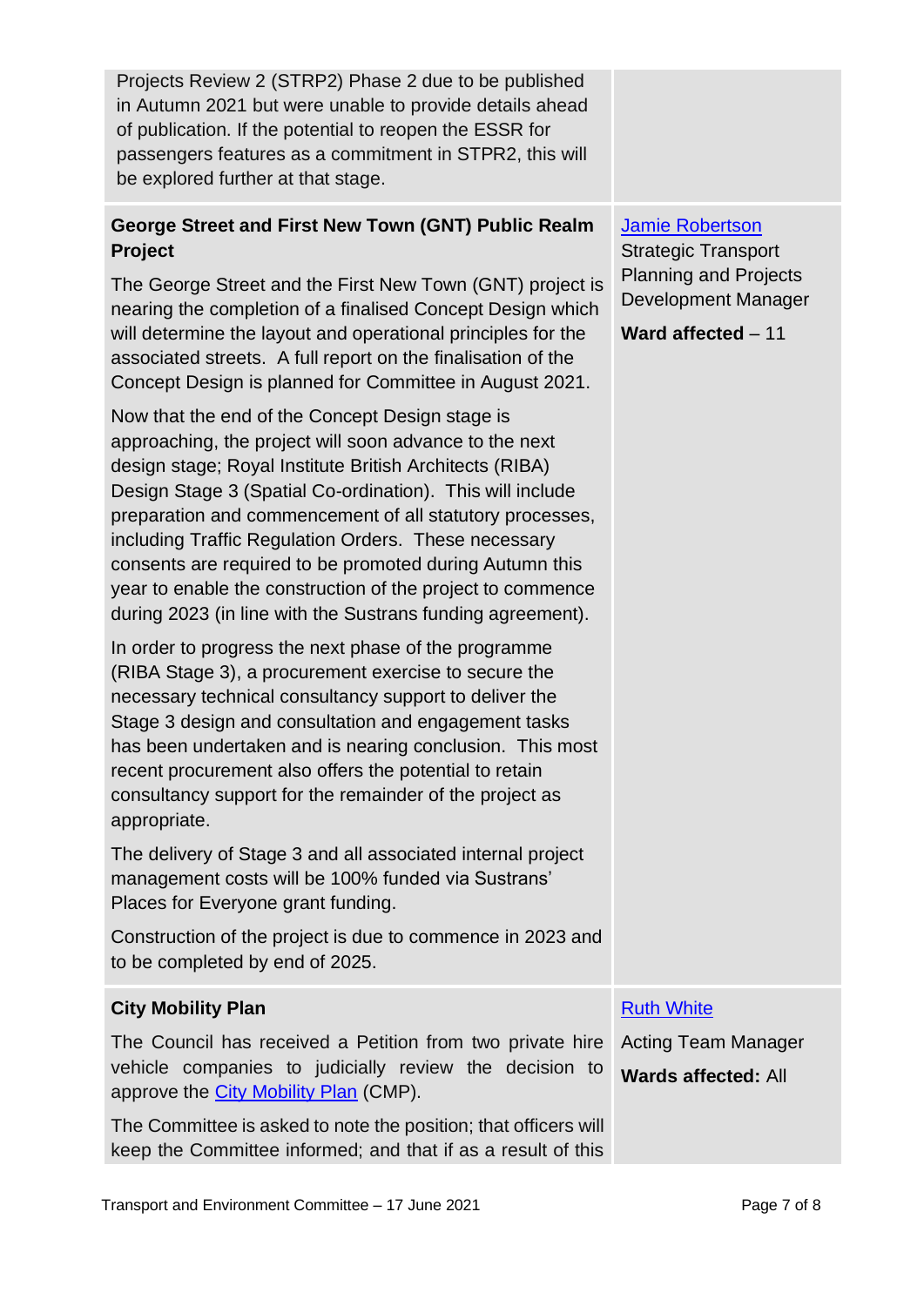| | |
|---|---|
| Projects Review 2 (STRP2) Phase 2 due to be published in Autumn 2021 but were unable to provide details ahead of publication. If the potential to reopen the ESSR for passengers features as a commitment in STPR2, this will be explored further at that stage. | |
| **George Street and First New Town (GNT) Public Realm Project**<br><br>The George Street and the First New Town (GNT) project is nearing the completion of a finalised Concept Design which will determine the layout and operational principles for the associated streets. A full report on the finalisation of the Concept Design is planned for Committee in August 2021.<br><br>Now that the end of the Concept Design stage is approaching, the project will soon advance to the next design stage; Royal Institute British Architects (RIBA) Design Stage 3 (Spatial Co-ordination). This will include preparation and commencement of all statutory processes, including Traffic Regulation Orders. These necessary consents are required to be promoted during Autumn this year to enable the construction of the project to commence during 2023 (in line with the Sustrans funding agreement).<br><br>In order to progress the next phase of the programme (RIBA Stage 3), a procurement exercise to secure the necessary technical consultancy support to deliver the Stage 3 design and consultation and engagement tasks has been undertaken and is nearing conclusion. This most recent procurement also offers the potential to retain consultancy support for the remainder of the project as appropriate.<br><br>The delivery of Stage 3 and all associated internal project management costs will be 100% funded via Sustrans' Places for Everyone grant funding.<br><br>Construction of the project is due to commence in 2023 and to be completed by end of 2025. | Jamie Robertson<br>Strategic Transport Planning and Projects Development Manager<br><br>**Ward affected** – 11 |
| **City Mobility Plan**<br><br>The Council has received a Petition from two private hire vehicle companies to judicially review the decision to approve the City Mobility Plan (CMP).<br><br>The Committee is asked to note the position; that officers will keep the Committee informed; and that if as a result of this | Ruth White<br><br>Acting Team Manager<br><br>**Wards affected:** All |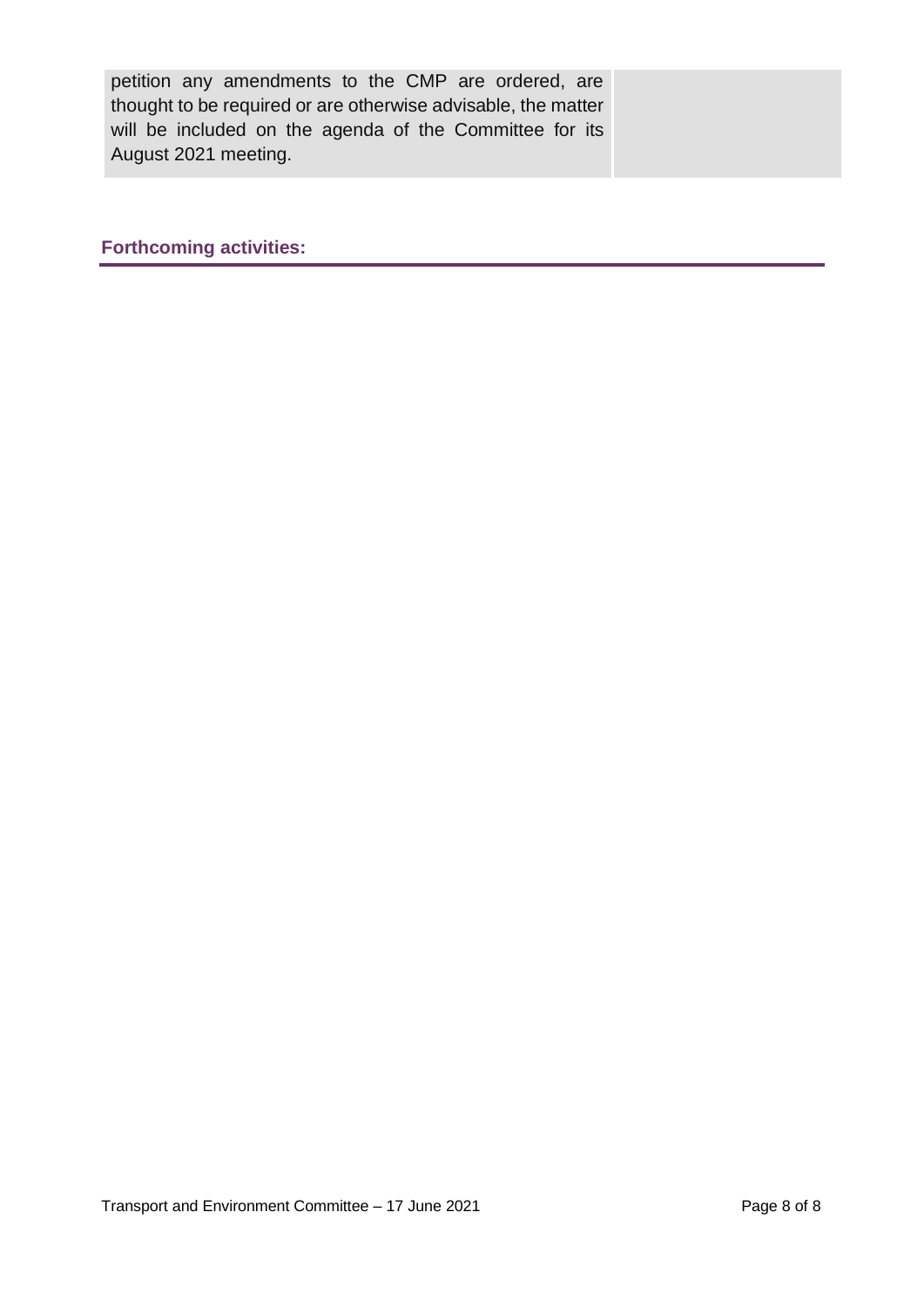| | |
|---|---|
| petition any amendments to the CMP are ordered, are thought to be required or are otherwise advisable, the matter will be included on the agenda of the Committee for its August 2021 meeting. | |

## Forthcoming activities: